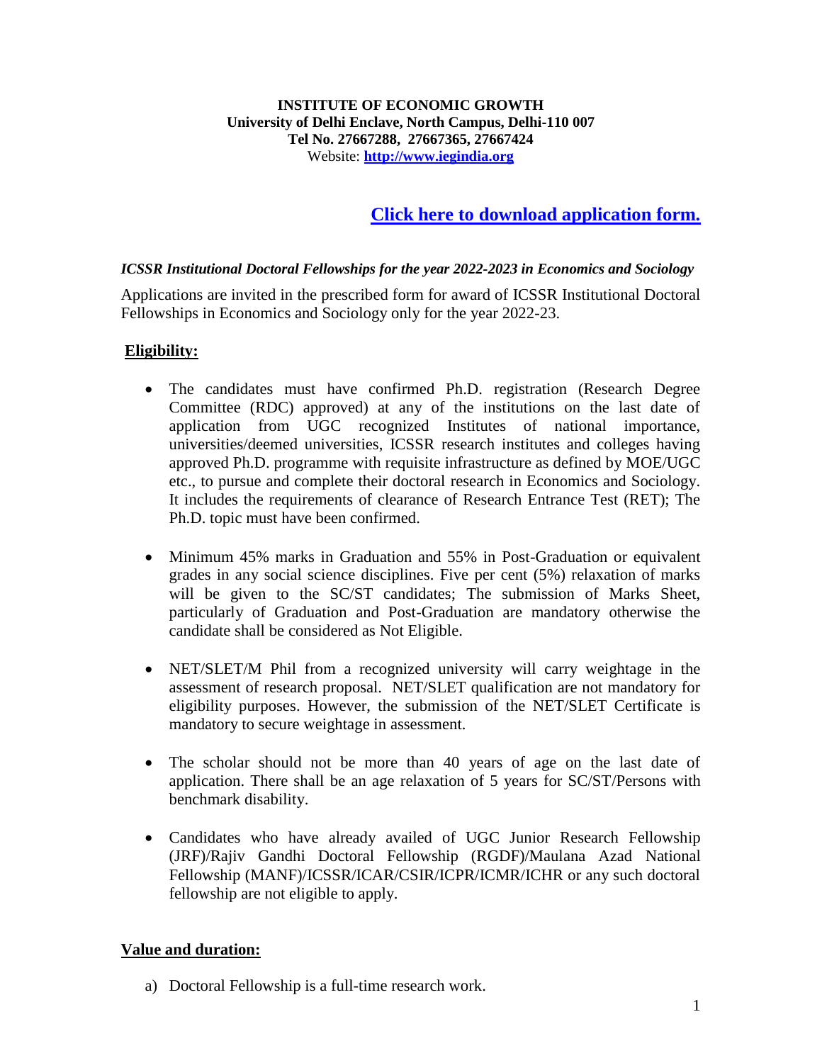**INSTITUTE OF ECONOMIC GROWTH**
**University of Delhi Enclave, North Campus, Delhi-110 007**
**Tel No. 27667288, 27667365, 27667424**
Website: **http://www.iegindia.org**

## Click here to download application form.

***ICSSR Institutional Doctoral Fellowships for the year 2022-2023 in Economics and Sociology***

Applications are invited in the prescribed form for award of ICSSR Institutional Doctoral Fellowships in Economics and Sociology only for the year 2022-23.

**Eligibility:**

- The candidates must have confirmed Ph.D. registration (Research Degree Committee (RDC) approved) at any of the institutions on the last date of application from UGC recognized Institutes of national importance, universities/deemed universities, ICSSR research institutes and colleges having approved Ph.D. programme with requisite infrastructure as defined by MOE/UGC etc., to pursue and complete their doctoral research in Economics and Sociology. It includes the requirements of clearance of Research Entrance Test (RET); The Ph.D. topic must have been confirmed.

- Minimum 45% marks in Graduation and 55% in Post-Graduation or equivalent grades in any social science disciplines. Five per cent (5%) relaxation of marks will be given to the SC/ST candidates; The submission of Marks Sheet, particularly of Graduation and Post-Graduation are mandatory otherwise the candidate shall be considered as Not Eligible.

- NET/SLET/M Phil from a recognized university will carry weightage in the assessment of research proposal. NET/SLET qualification are not mandatory for eligibility purposes. However, the submission of the NET/SLET Certificate is mandatory to secure weightage in assessment.

- The scholar should not be more than 40 years of age on the last date of application. There shall be an age relaxation of 5 years for SC/ST/Persons with benchmark disability.

- Candidates who have already availed of UGC Junior Research Fellowship (JRF)/Rajiv Gandhi Doctoral Fellowship (RGDF)/Maulana Azad National Fellowship (MANF)/ICSSR/ICAR/CSIR/ICPR/ICMR/ICHR or any such doctoral fellowship are not eligible to apply.

**Value and duration:**

a) Doctoral Fellowship is a full-time research work.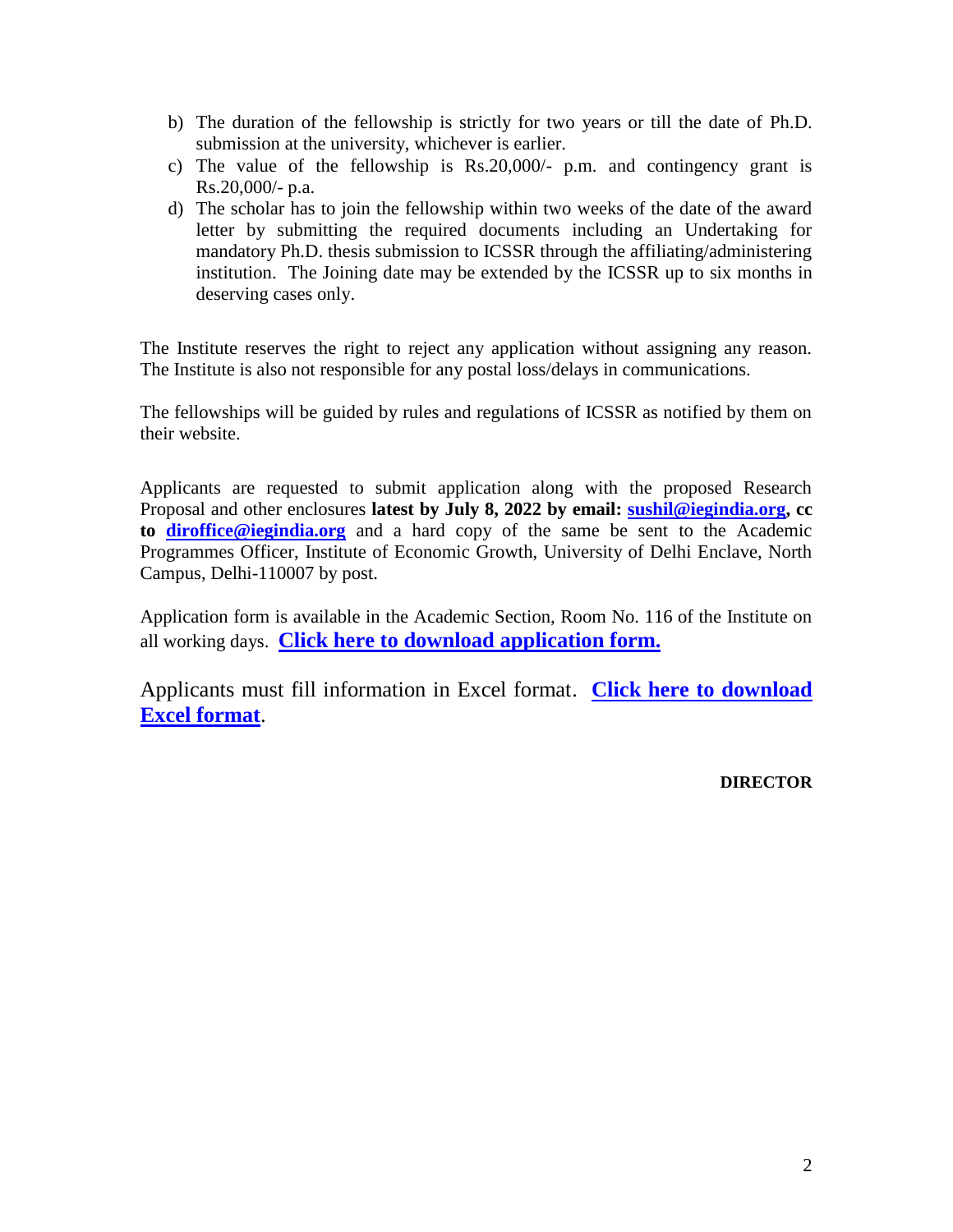b) The duration of the fellowship is strictly for two years or till the date of Ph.D. submission at the university, whichever is earlier.
c) The value of the fellowship is Rs.20,000/- p.m. and contingency grant is Rs.20,000/- p.a.
d) The scholar has to join the fellowship within two weeks of the date of the award letter by submitting the required documents including an Undertaking for mandatory Ph.D. thesis submission to ICSSR through the affiliating/administering institution. The Joining date may be extended by the ICSSR up to six months in deserving cases only.

The Institute reserves the right to reject any application without assigning any reason. The Institute is also not responsible for any postal loss/delays in communications.

The fellowships will be guided by rules and regulations of ICSSR as notified by them on their website.

Applicants are requested to submit application along with the proposed Research Proposal and other enclosures **latest by July 8, 2022 by email: sushil@iegindia.org, cc to diroffice@iegindia.org** and a hard copy of the same be sent to the Academic Programmes Officer, Institute of Economic Growth, University of Delhi Enclave, North Campus, Delhi-110007 by post.

Application form is available in the Academic Section, Room No. 116 of the Institute on all working days. **Click here to download application form.**

Applicants must fill information in Excel format. **Click here to download Excel format**.

**DIRECTOR**